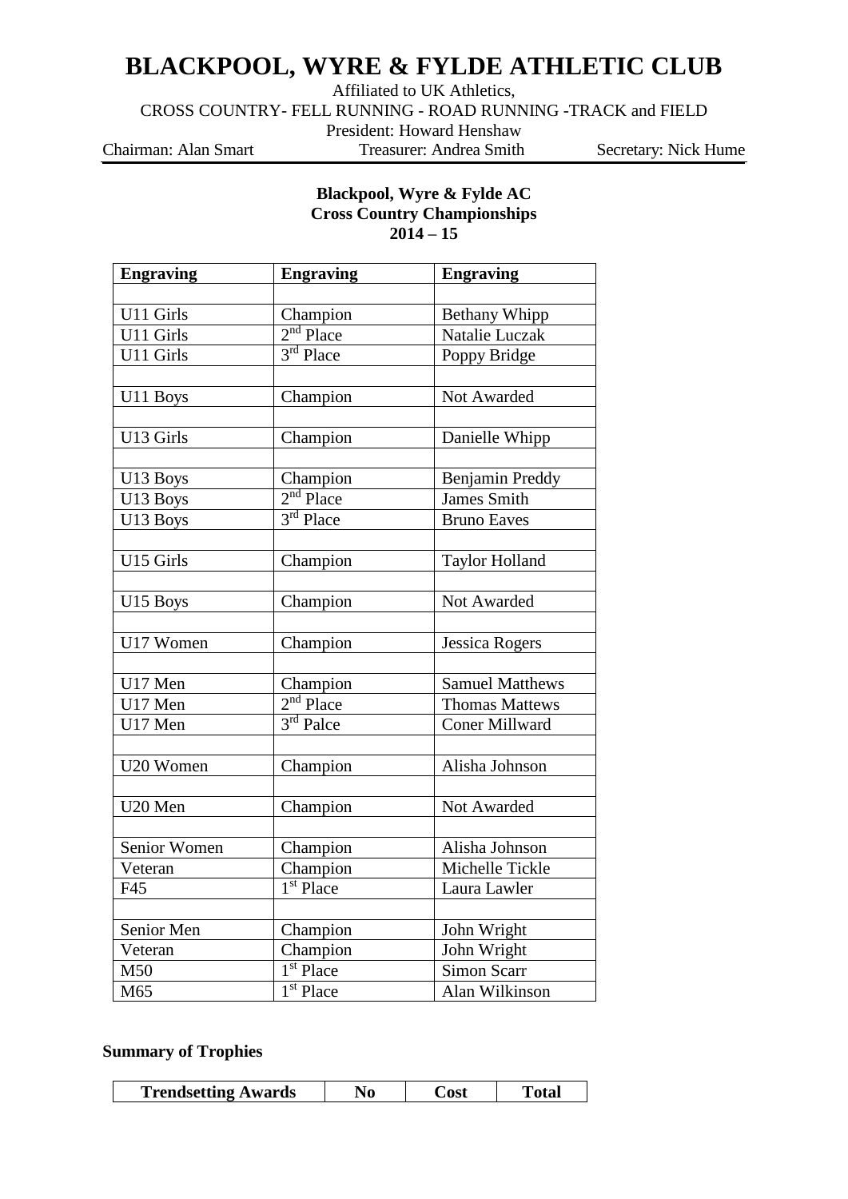# BLACKPOOL, WYRE & FYLDE ATHLETIC CLUB

Affiliated to UK Athletics,

CROSS COUNTRY- FELL RUNNING - ROAD RUNNING -TRACK and FIELD

President: Howard Henshaw

Chairman: Alan Smart Treasurer: Andrea Smith Secretary: Nick Hume

**Blackpool, Wyre & Fylde AC**
**Cross Country Championships**
**2014 – 15**

| Engraving | Engraving | Engraving |
|---|---|---|
| | | |
| U11 Girls | Champion | Bethany Whipp |
| U11 Girls | 2nd Place | Natalie Luczak |
| U11 Girls | 3rd Place | Poppy Bridge |
| | | |
| U11 Boys | Champion | Not Awarded |
| | | |
| U13 Girls | Champion | Danielle Whipp |
| | | |
| U13 Boys | Champion | Benjamin Preddy |
| U13 Boys | 2nd Place | James Smith |
| U13 Boys | 3rd Place | Bruno Eaves |
| | | |
| U15 Girls | Champion | Taylor Holland |
| | | |
| U15 Boys | Champion | Not Awarded |
| | | |
| U17 Women | Champion | Jessica Rogers |
| | | |
| U17 Men | Champion | Samuel Matthews |
| U17 Men | 2nd Place | Thomas Mattews |
| U17 Men | 3rd Palce | Coner Millward |
| | | |
| U20 Women | Champion | Alisha Johnson |
| | | |
| U20 Men | Champion | Not Awarded |
| | | |
| Senior Women | Champion | Alisha Johnson |
| Veteran | Champion | Michelle Tickle |
| F45 | 1st Place | Laura Lawler |
| | | |
| Senior Men | Champion | John Wright |
| Veteran | Champion | John Wright |
| M50 | 1st Place | Simon Scarr |
| M65 | 1st Place | Alan Wilkinson |

**Summary of Trophies**

| Trendsetting Awards | No | Cost | Total |
|---|---|---|---|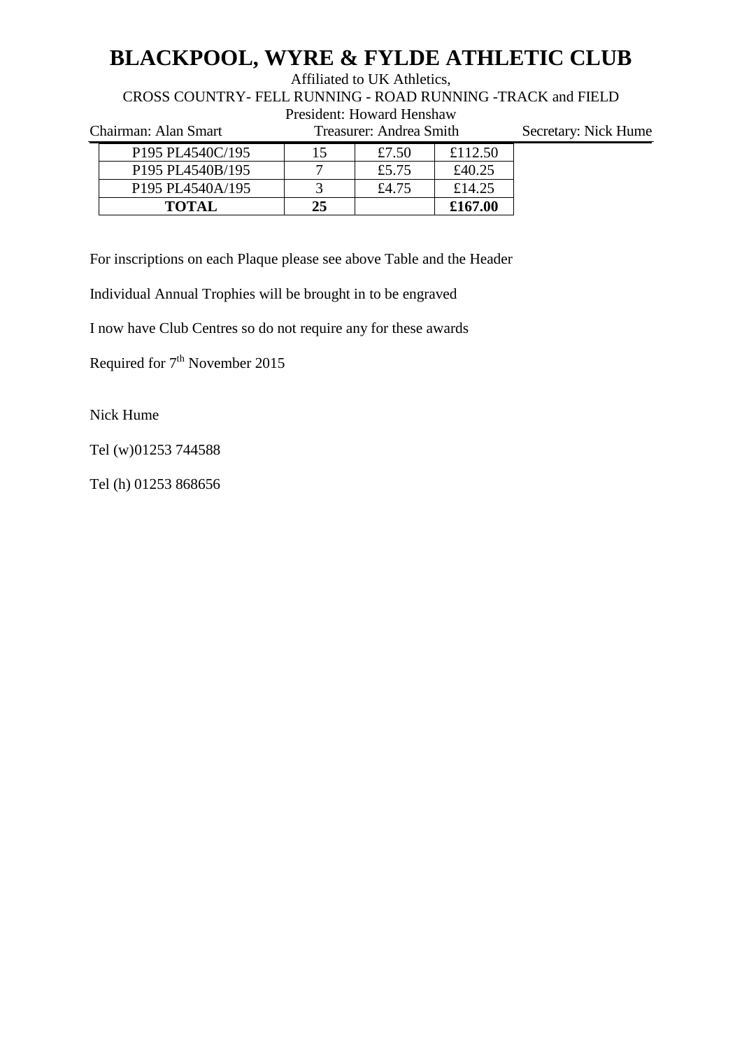# BLACKPOOL, WYRE & FYLDE ATHLETIC CLUB

Affiliated to UK Athletics,

CROSS COUNTRY- FELL RUNNING - ROAD RUNNING -TRACK and FIELD

President: Howard Henshaw

Chairman: Alan Smart Treasurer: Andrea Smith Secretary: Nick Hume

| | | | |
|---|---|---|---|
| P195 PL4540C/195 | 15 | £7.50 | £112.50 |
| P195 PL4540B/195 | 7 | £5.75 | £40.25 |
| P195 PL4540A/195 | 3 | £4.75 | £14.25 |
| **TOTAL** | **25** | | **£167.00** |

For inscriptions on each Plaque please see above Table and the Header

Individual Annual Trophies will be brought in to be engraved

I now have Club Centres so do not require any for these awards

Required for 7th November 2015

Nick Hume

Tel (w)01253 744588

Tel (h) 01253 868656